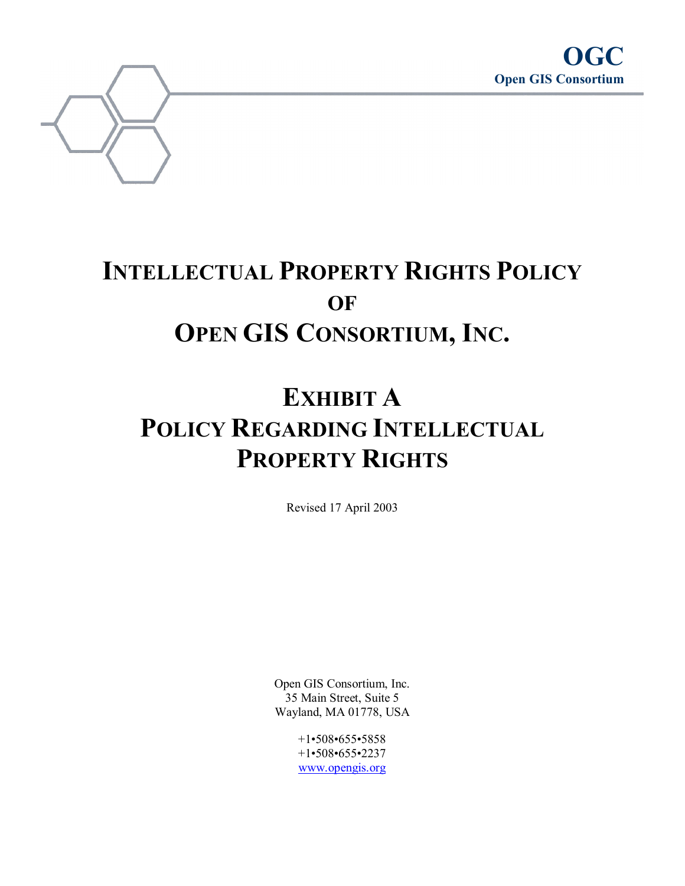**OGC**
**Open GIS Consortium**

# Intellectual Property Rights Policy of Open GIS Consortium, Inc.

# Exhibit A
# Policy Regarding Intellectual Property Rights

Revised 17 April 2003

Open GIS Consortium, Inc.
35 Main Street, Suite 5
Wayland, MA 01778, USA

+1•508•655•5858
+1•508•655•2237
www.opengis.org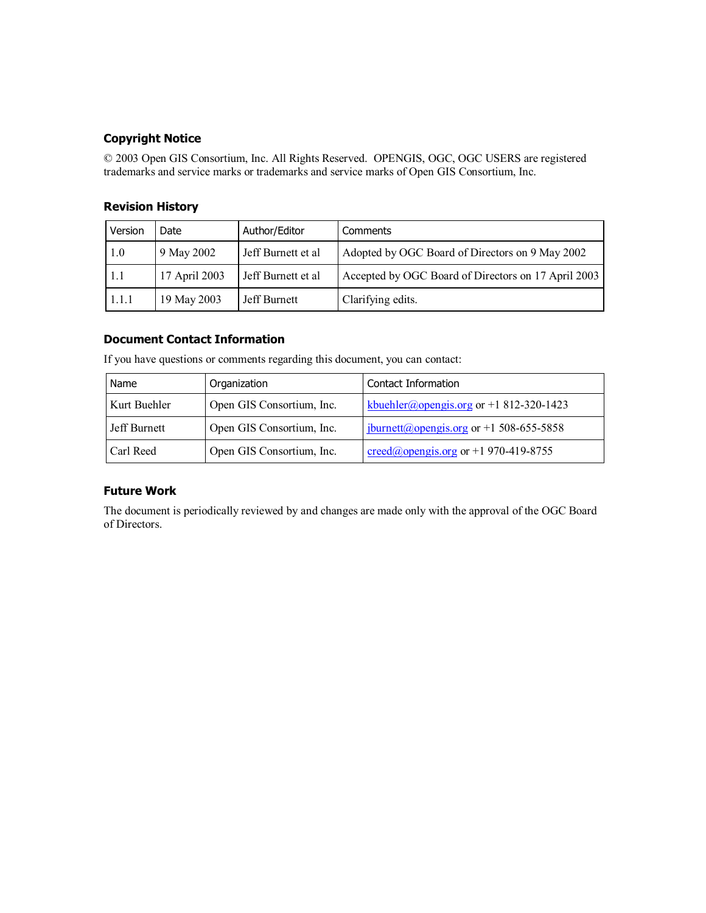## Copyright Notice

© 2003 Open GIS Consortium, Inc. All Rights Reserved. OPENGIS, OGC, OGC USERS are registered trademarks and service marks or trademarks and service marks of Open GIS Consortium, Inc.

## Revision History

| Version | Date | Author/Editor | Comments |
|---|---|---|---|
| 1.0 | 9 May 2002 | Jeff Burnett et al | Adopted by OGC Board of Directors on 9 May 2002 |
| 1.1 | 17 April 2003 | Jeff Burnett et al | Accepted by OGC Board of Directors on 17 April 2003 |
| 1.1.1 | 19 May 2003 | Jeff Burnett | Clarifying edits. |

## Document Contact Information

If you have questions or comments regarding this document, you can contact:

| Name | Organization | Contact Information |
|---|---|---|
| Kurt Buehler | Open GIS Consortium, Inc. | kbuehler@opengis.org or +1 812-320-1423 |
| Jeff Burnett | Open GIS Consortium, Inc. | jburnett@opengis.org or +1 508-655-5858 |
| Carl Reed | Open GIS Consortium, Inc. | creed@opengis.org or +1 970-419-8755 |

## Future Work

The document is periodically reviewed by and changes are made only with the approval of the OGC Board of Directors.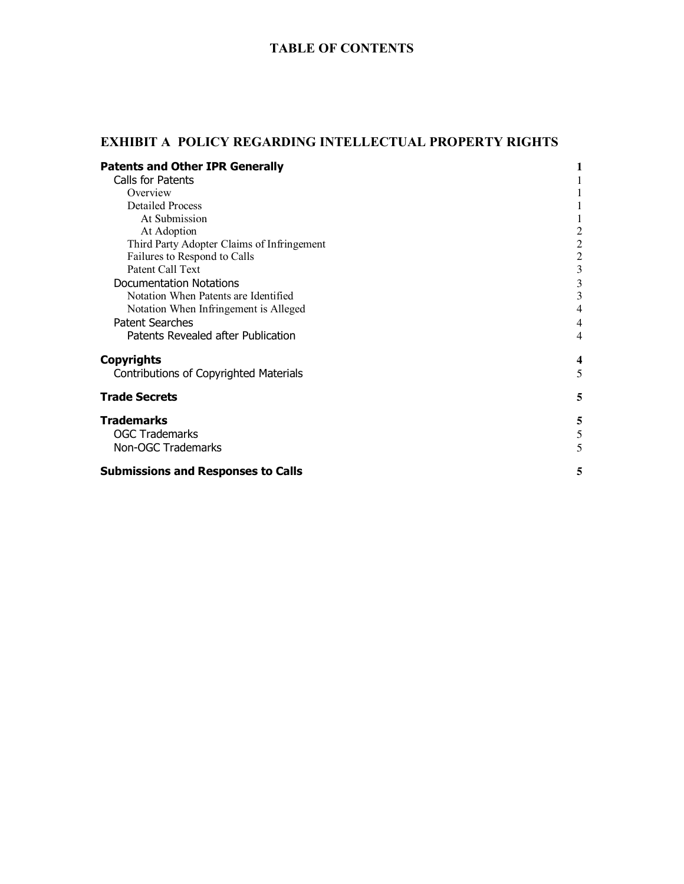# TABLE OF CONTENTS

## EXHIBIT A POLICY REGARDING INTELLECTUAL PROPERTY RIGHTS

**Patents and Other IPR Generally** 1
- Calls for Patents 1
  - Overview 1
  - Detailed Process 1
    - At Submission 1
    - At Adoption 2
  - Third Party Adopter Claims of Infringement 2
  - Failures to Respond to Calls 2
  - Patent Call Text 3
- Documentation Notations 3
  - Notation When Patents are Identified 3
  - Notation When Infringement is Alleged 4
- Patent Searches 4
  - Patents Revealed after Publication 4

**Copyrights** 4
- Contributions of Copyrighted Materials 5

**Trade Secrets** 5

**Trademarks** 5
- OGC Trademarks 5
- Non-OGC Trademarks 5

**Submissions and Responses to Calls** 5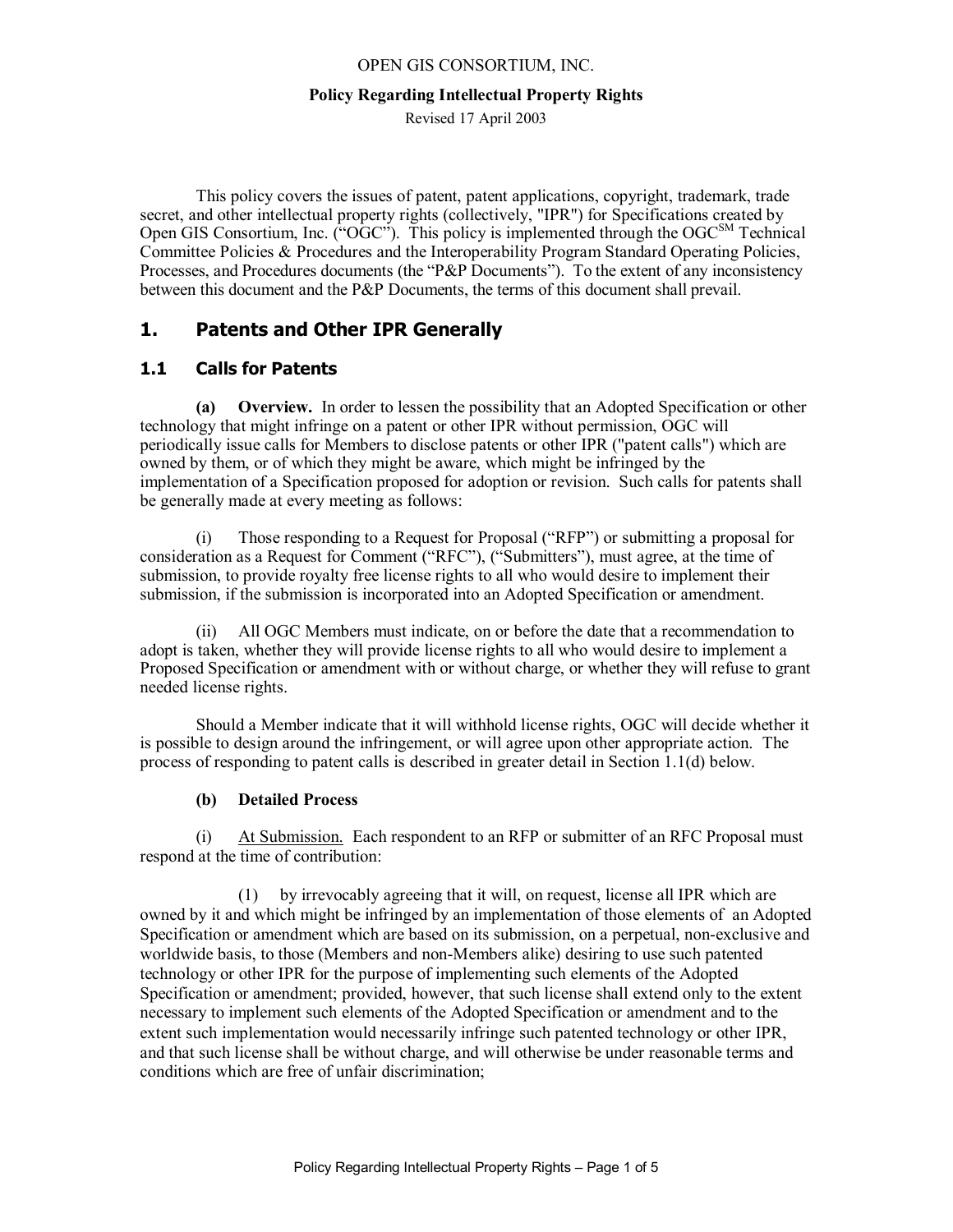OPEN GIS CONSORTIUM, INC.

**Policy Regarding Intellectual Property Rights**

Revised 17 April 2003

This policy covers the issues of patent, patent applications, copyright, trademark, trade secret, and other intellectual property rights (collectively, "IPR") for Specifications created by Open GIS Consortium, Inc. ("OGC"). This policy is implemented through the OGC[SM] Technical Committee Policies & Procedures and the Interoperability Program Standard Operating Policies, Processes, and Procedures documents (the "P&P Documents"). To the extent of any inconsistency between this document and the P&P Documents, the terms of this document shall prevail.

## 1. Patents and Other IPR Generally

### 1.1 Calls for Patents

**(a) Overview.** In order to lessen the possibility that an Adopted Specification or other technology that might infringe on a patent or other IPR without permission, OGC will periodically issue calls for Members to disclose patents or other IPR ("patent calls") which are owned by them, or of which they might be aware, which might be infringed by the implementation of a Specification proposed for adoption or revision. Such calls for patents shall be generally made at every meeting as follows:

(i) Those responding to a Request for Proposal ("RFP") or submitting a proposal for consideration as a Request for Comment ("RFC"), ("Submitters"), must agree, at the time of submission, to provide royalty free license rights to all who would desire to implement their submission, if the submission is incorporated into an Adopted Specification or amendment.

(ii) All OGC Members must indicate, on or before the date that a recommendation to adopt is taken, whether they will provide license rights to all who would desire to implement a Proposed Specification or amendment with or without charge, or whether they will refuse to grant needed license rights.

Should a Member indicate that it will withhold license rights, OGC will decide whether it is possible to design around the infringement, or will agree upon other appropriate action. The process of responding to patent calls is described in greater detail in Section 1.1(d) below.

**(b) Detailed Process**

(i) At Submission. Each respondent to an RFP or submitter of an RFC Proposal must respond at the time of contribution:

(1) by irrevocably agreeing that it will, on request, license all IPR which are owned by it and which might be infringed by an implementation of those elements of an Adopted Specification or amendment which are based on its submission, on a perpetual, non-exclusive and worldwide basis, to those (Members and non-Members alike) desiring to use such patented technology or other IPR for the purpose of implementing such elements of the Adopted Specification or amendment; provided, however, that such license shall extend only to the extent necessary to implement such elements of the Adopted Specification or amendment and to the extent such implementation would necessarily infringe such patented technology or other IPR, and that such license shall be without charge, and will otherwise be under reasonable terms and conditions which are free of unfair discrimination;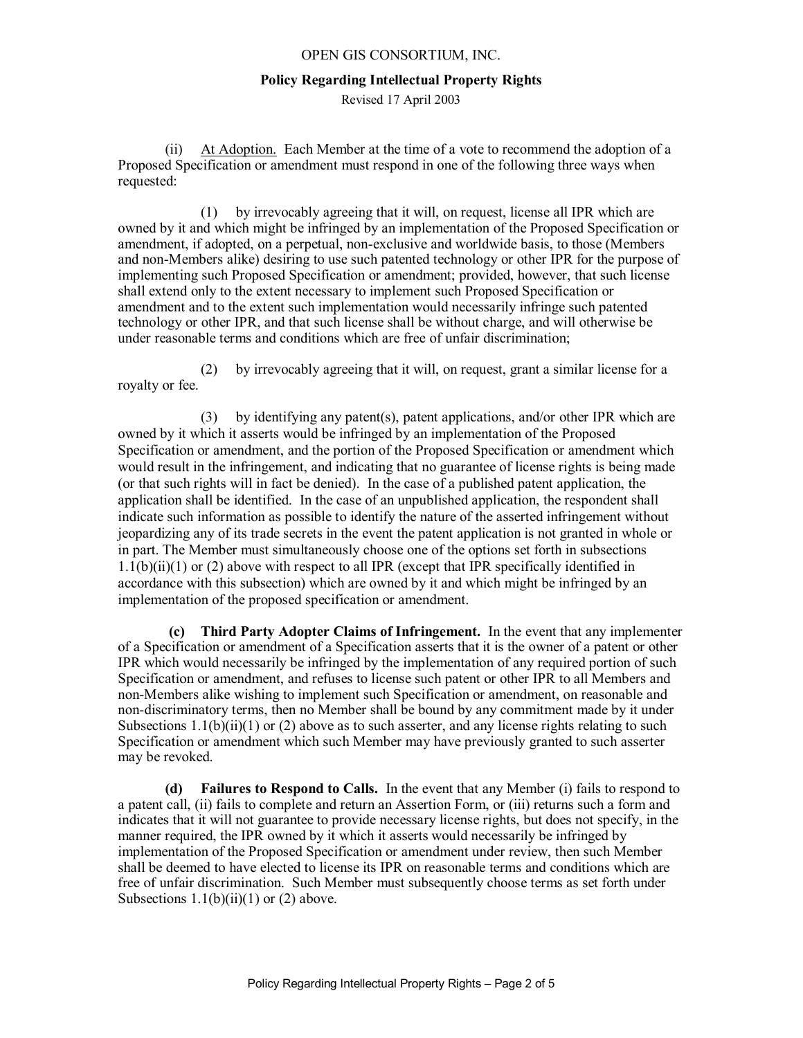(ii) <u>At Adoption.</u> Each Member at the time of a vote to recommend the adoption of a Proposed Specification or amendment must respond in one of the following three ways when requested:

(1) by irrevocably agreeing that it will, on request, license all IPR which are owned by it and which might be infringed by an implementation of the Proposed Specification or amendment, if adopted, on a perpetual, non-exclusive and worldwide basis, to those (Members and non-Members alike) desiring to use such patented technology or other IPR for the purpose of implementing such Proposed Specification or amendment; provided, however, that such license shall extend only to the extent necessary to implement such Proposed Specification or amendment and to the extent such implementation would necessarily infringe such patented technology or other IPR, and that such license shall be without charge, and will otherwise be under reasonable terms and conditions which are free of unfair discrimination;

(2) by irrevocably agreeing that it will, on request, grant a similar license for a royalty or fee.

(3) by identifying any patent(s), patent applications, and/or other IPR which are owned by it which it asserts would be infringed by an implementation of the Proposed Specification or amendment, and the portion of the Proposed Specification or amendment which would result in the infringement, and indicating that no guarantee of license rights is being made (or that such rights will in fact be denied). In the case of a published patent application, the application shall be identified. In the case of an unpublished application, the respondent shall indicate such information as possible to identify the nature of the asserted infringement without jeopardizing any of its trade secrets in the event the patent application is not granted in whole or in part. The Member must simultaneously choose one of the options set forth in subsections 1.1(b)(ii)(1) or (2) above with respect to all IPR (except that IPR specifically identified in accordance with this subsection) which are owned by it and which might be infringed by an implementation of the proposed specification or amendment.

**(c) Third Party Adopter Claims of Infringement.** In the event that any implementer of a Specification or amendment of a Specification asserts that it is the owner of a patent or other IPR which would necessarily be infringed by the implementation of any required portion of such Specification or amendment, and refuses to license such patent or other IPR to all Members and non-Members alike wishing to implement such Specification or amendment, on reasonable and non-discriminatory terms, then no Member shall be bound by any commitment made by it under Subsections 1.1(b)(ii)(1) or (2) above as to such asserter, and any license rights relating to such Specification or amendment which such Member may have previously granted to such asserter may be revoked.

**(d) Failures to Respond to Calls.** In the event that any Member (i) fails to respond to a patent call, (ii) fails to complete and return an Assertion Form, or (iii) returns such a form and indicates that it will not guarantee to provide necessary license rights, but does not specify, in the manner required, the IPR owned by it which it asserts would necessarily be infringed by implementation of the Proposed Specification or amendment under review, then such Member shall be deemed to have elected to license its IPR on reasonable terms and conditions which are free of unfair discrimination. Such Member must subsequently choose terms as set forth under Subsections 1.1(b)(ii)(1) or (2) above.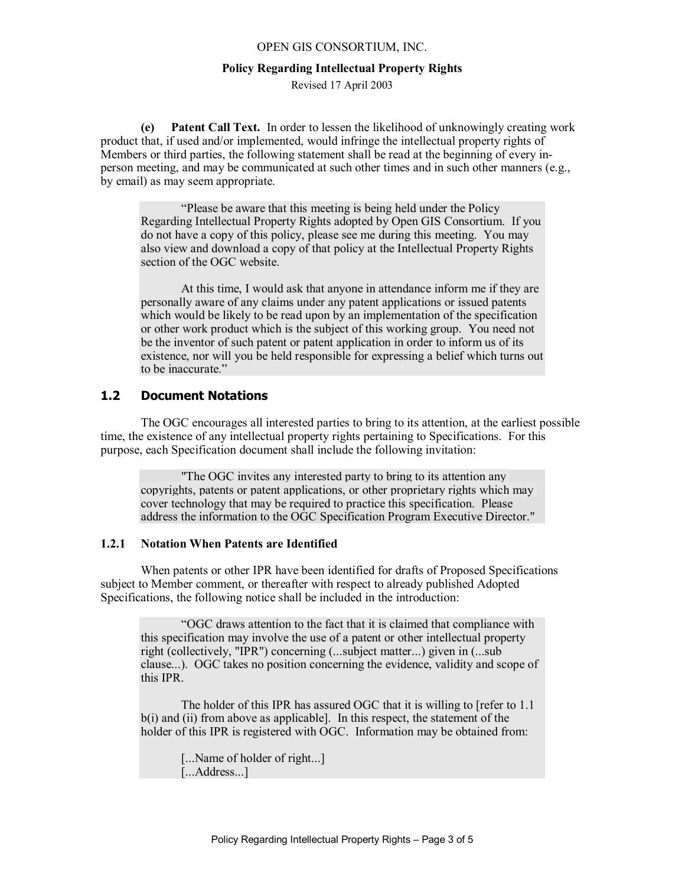**(e) Patent Call Text.** In order to lessen the likelihood of unknowingly creating work product that, if used and/or implemented, would infringe the intellectual property rights of Members or third parties, the following statement shall be read at the beginning of every in-person meeting, and may be communicated at such other times and in such other manners (e.g., by email) as may seem appropriate.

> "Please be aware that this meeting is being held under the Policy Regarding Intellectual Property Rights adopted by Open GIS Consortium. If you do not have a copy of this policy, please see me during this meeting. You may also view and download a copy of that policy at the Intellectual Property Rights section of the OGC website.
>
> At this time, I would ask that anyone in attendance inform me if they are personally aware of any claims under any patent applications or issued patents which would be likely to be read upon by an implementation of the specification or other work product which is the subject of this working group. You need not be the inventor of such patent or patent application in order to inform us of its existence, nor will you be held responsible for expressing a belief which turns out to be inaccurate."

## 1.2 Document Notations

The OGC encourages all interested parties to bring to its attention, at the earliest possible time, the existence of any intellectual property rights pertaining to Specifications. For this purpose, each Specification document shall include the following invitation:

> "The OGC invites any interested party to bring to its attention any copyrights, patents or patent applications, or other proprietary rights which may cover technology that may be required to practice this specification. Please address the information to the OGC Specification Program Executive Director."

### 1.2.1 Notation When Patents are Identified

When patents or other IPR have been identified for drafts of Proposed Specifications subject to Member comment, or thereafter with respect to already published Adopted Specifications, the following notice shall be included in the introduction:

> "OGC draws attention to the fact that it is claimed that compliance with this specification may involve the use of a patent or other intellectual property right (collectively, "IPR") concerning (...subject matter...) given in (...sub clause...). OGC takes no position concerning the evidence, validity and scope of this IPR.
>
> The holder of this IPR has assured OGC that it is willing to [refer to 1.1 b(i) and (ii) from above as applicable]. In this respect, the statement of the holder of this IPR is registered with OGC. Information may be obtained from:
>
> [...Name of holder of right...]
> [...Address...]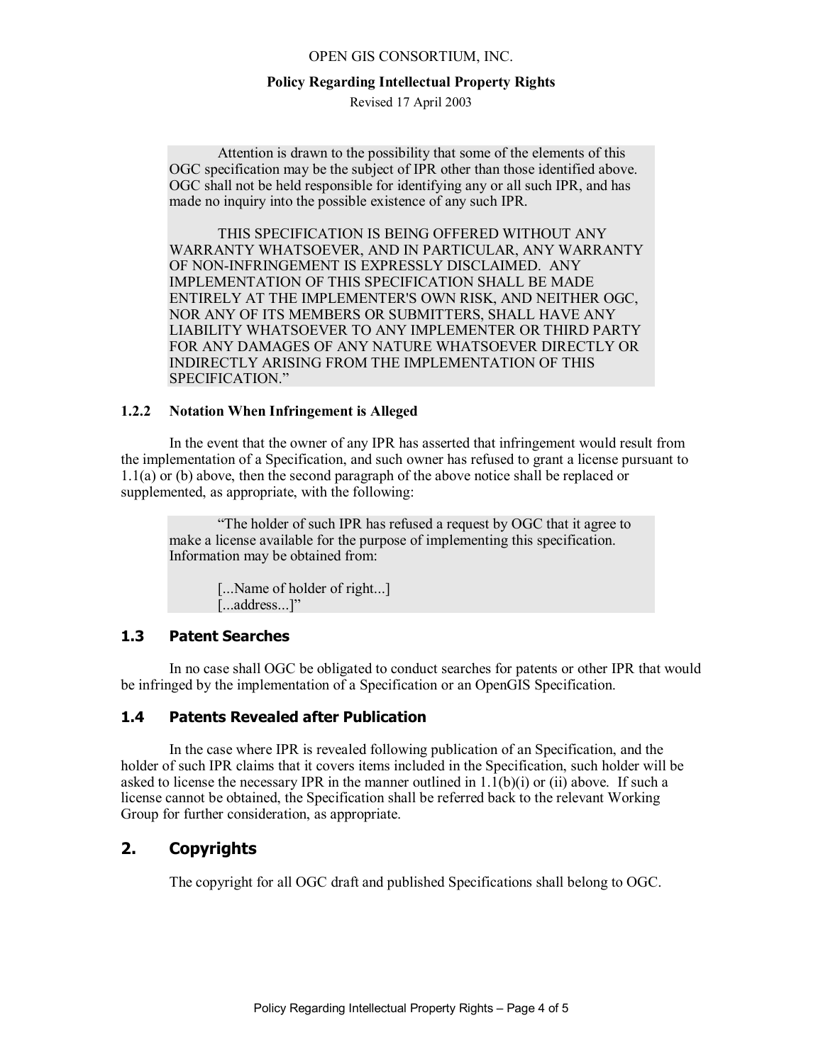> Attention is drawn to the possibility that some of the elements of this OGC specification may be the subject of IPR other than those identified above. OGC shall not be held responsible for identifying any or all such IPR, and has made no inquiry into the possible existence of any such IPR.
>
> THIS SPECIFICATION IS BEING OFFERED WITHOUT ANY WARRANTY WHATSOEVER, AND IN PARTICULAR, ANY WARRANTY OF NON-INFRINGEMENT IS EXPRESSLY DISCLAIMED. ANY IMPLEMENTATION OF THIS SPECIFICATION SHALL BE MADE ENTIRELY AT THE IMPLEMENTER'S OWN RISK, AND NEITHER OGC, NOR ANY OF ITS MEMBERS OR SUBMITTERS, SHALL HAVE ANY LIABILITY WHATSOEVER TO ANY IMPLEMENTER OR THIRD PARTY FOR ANY DAMAGES OF ANY NATURE WHATSOEVER DIRECTLY OR INDIRECTLY ARISING FROM THE IMPLEMENTATION OF THIS SPECIFICATION."

#### 1.2.2 Notation When Infringement is Alleged

In the event that the owner of any IPR has asserted that infringement would result from the implementation of a Specification, and such owner has refused to grant a license pursuant to 1.1(a) or (b) above, then the second paragraph of the above notice shall be replaced or supplemented, as appropriate, with the following:

> "The holder of such IPR has refused a request by OGC that it agree to make a license available for the purpose of implementing this specification. Information may be obtained from:
>
> [...Name of holder of right...]
> [...address...]"

### 1.3 Patent Searches

In no case shall OGC be obligated to conduct searches for patents or other IPR that would be infringed by the implementation of a Specification or an OpenGIS Specification.

### 1.4 Patents Revealed after Publication

In the case where IPR is revealed following publication of an Specification, and the holder of such IPR claims that it covers items included in the Specification, such holder will be asked to license the necessary IPR in the manner outlined in 1.1(b)(i) or (ii) above. If such a license cannot be obtained, the Specification shall be referred back to the relevant Working Group for further consideration, as appropriate.

## 2. Copyrights

The copyright for all OGC draft and published Specifications shall belong to OGC.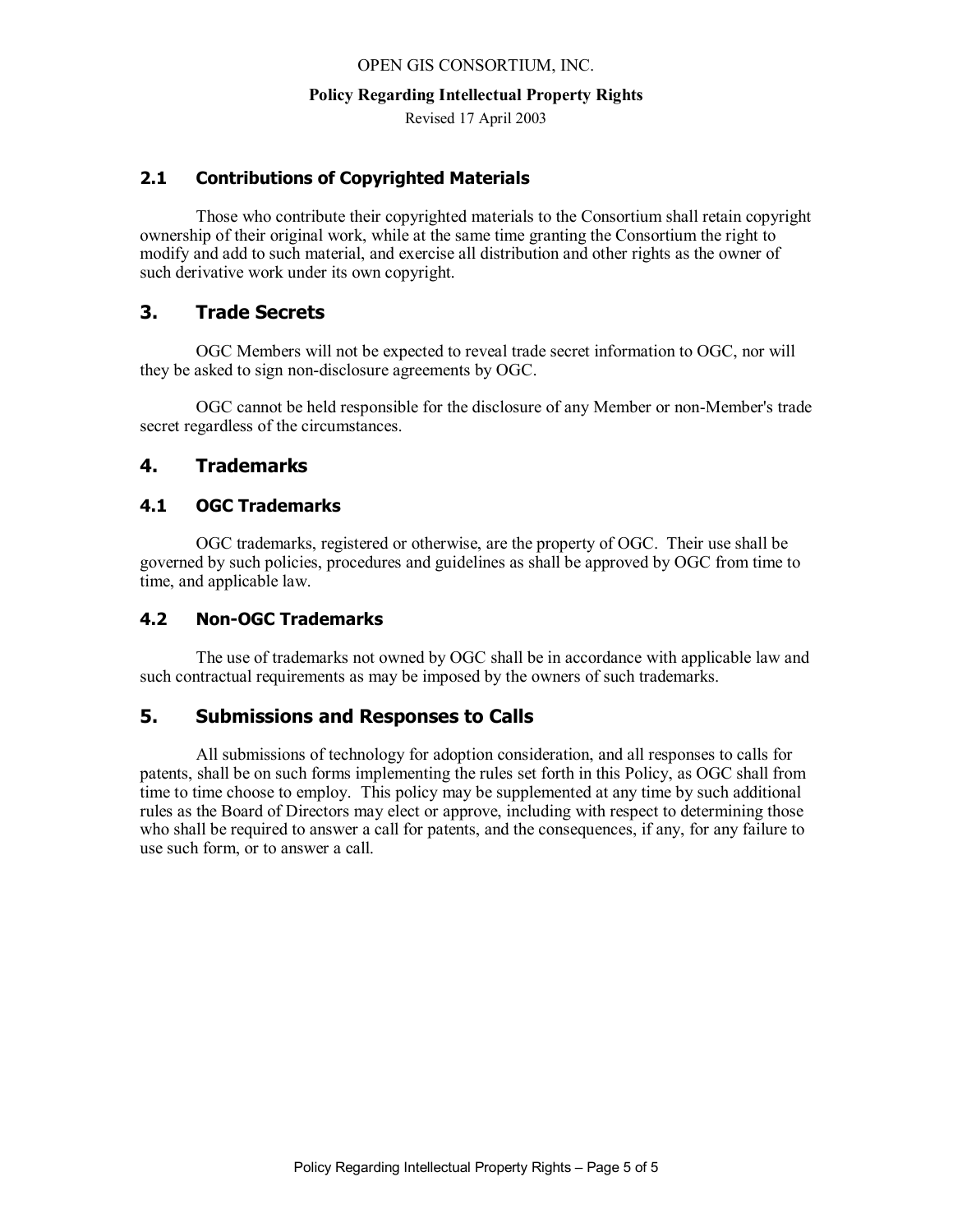## 2.1 Contributions of Copyrighted Materials

Those who contribute their copyrighted materials to the Consortium shall retain copyright ownership of their original work, while at the same time granting the Consortium the right to modify and add to such material, and exercise all distribution and other rights as the owner of such derivative work under its own copyright.

# 3. Trade Secrets

OGC Members will not be expected to reveal trade secret information to OGC, nor will they be asked to sign non-disclosure agreements by OGC.

OGC cannot be held responsible for the disclosure of any Member or non-Member's trade secret regardless of the circumstances.

# 4. Trademarks

## 4.1 OGC Trademarks

OGC trademarks, registered or otherwise, are the property of OGC. Their use shall be governed by such policies, procedures and guidelines as shall be approved by OGC from time to time, and applicable law.

## 4.2 Non-OGC Trademarks

The use of trademarks not owned by OGC shall be in accordance with applicable law and such contractual requirements as may be imposed by the owners of such trademarks.

# 5. Submissions and Responses to Calls

All submissions of technology for adoption consideration, and all responses to calls for patents, shall be on such forms implementing the rules set forth in this Policy, as OGC shall from time to time choose to employ. This policy may be supplemented at any time by such additional rules as the Board of Directors may elect or approve, including with respect to determining those who shall be required to answer a call for patents, and the consequences, if any, for any failure to use such form, or to answer a call.